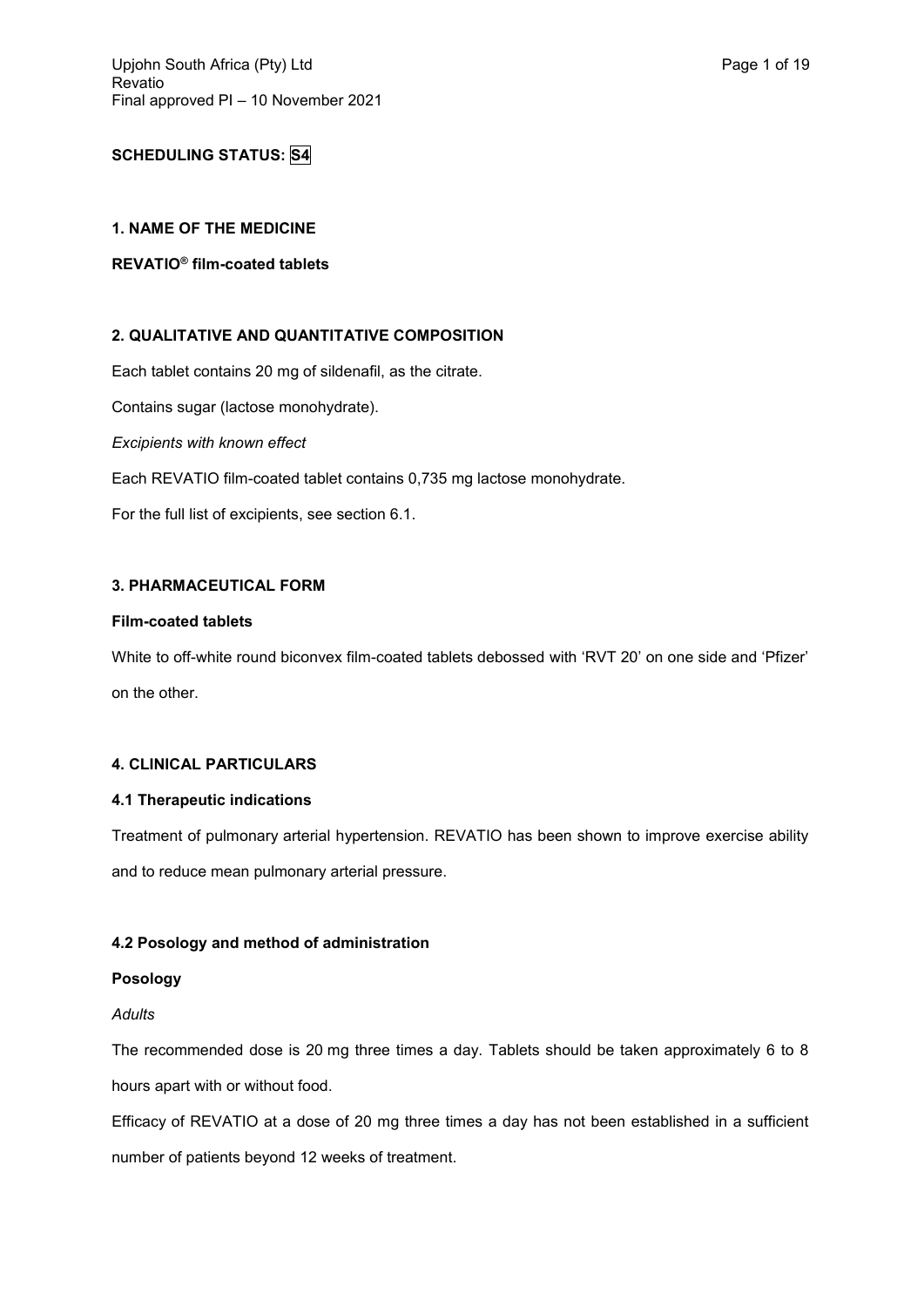**SCHEDULING STATUS: S4**

## 1. NAME OF THE MEDICINE

**REVATIO® film-coated tablets**

## 2. QUALITATIVE AND QUANTITATIVE COMPOSITION

Each tablet contains 20 mg of sildenafil, as the citrate.

Contains sugar (lactose monohydrate).

*Excipients with known effect*

Each REVATIO film-coated tablet contains 0,735 mg lactose monohydrate.

For the full list of excipients, see section 6.1.

## 3. PHARMACEUTICAL FORM

**Film-coated tablets**

White to off-white round biconvex film-coated tablets debossed with 'RVT 20' on one side and 'Pfizer' on the other.

## 4. CLINICAL PARTICULARS

### 4.1 Therapeutic indications

Treatment of pulmonary arterial hypertension. REVATIO has been shown to improve exercise ability and to reduce mean pulmonary arterial pressure.

### 4.2 Posology and method of administration

**Posology**

*Adults*

The recommended dose is 20 mg three times a day. Tablets should be taken approximately 6 to 8 hours apart with or without food.

Efficacy of REVATIO at a dose of 20 mg three times a day has not been established in a sufficient number of patients beyond 12 weeks of treatment.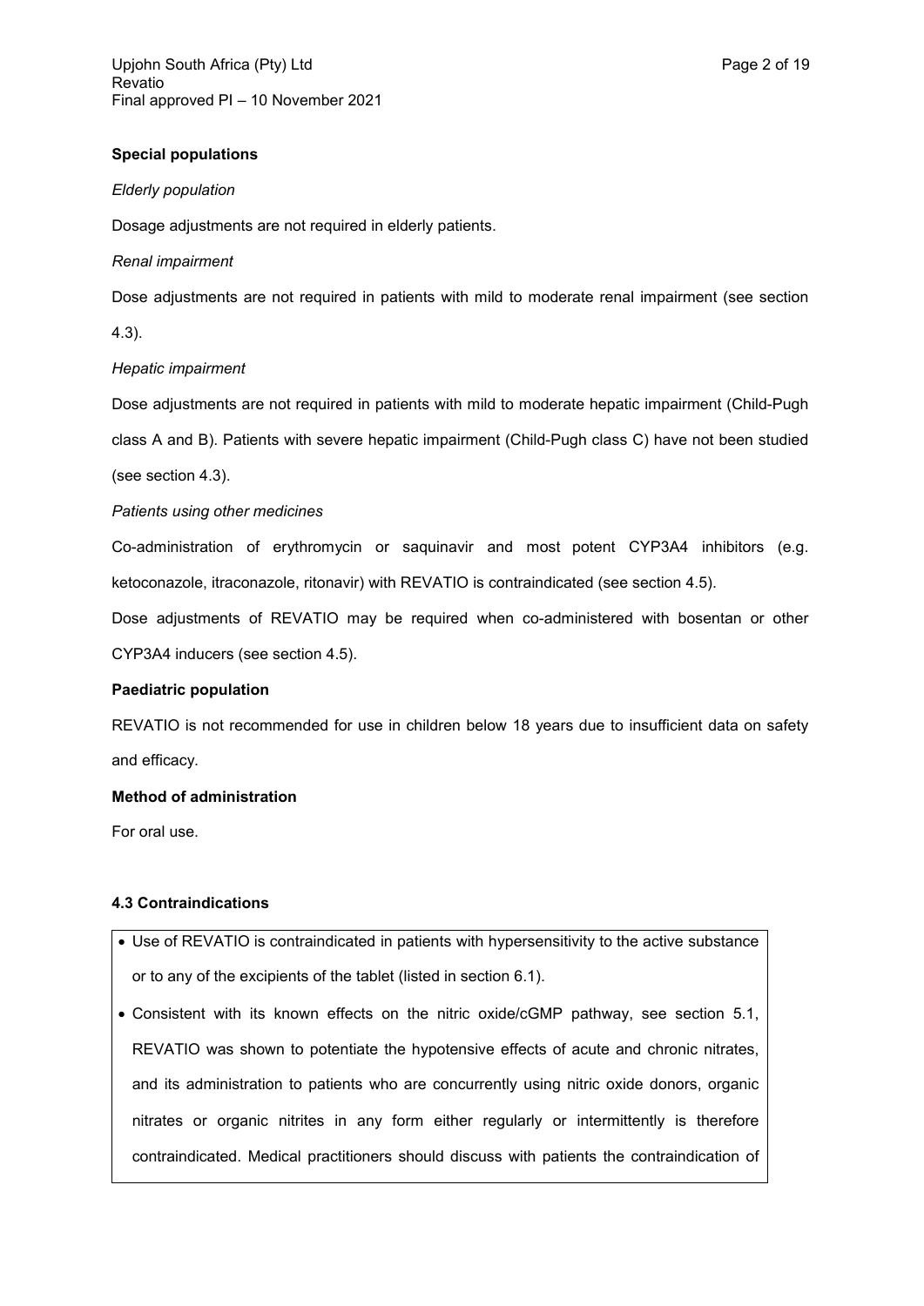**Special populations**

*Elderly population*

Dosage adjustments are not required in elderly patients.

*Renal impairment*

Dose adjustments are not required in patients with mild to moderate renal impairment (see section 4.3).

*Hepatic impairment*

Dose adjustments are not required in patients with mild to moderate hepatic impairment (Child-Pugh class A and B). Patients with severe hepatic impairment (Child-Pugh class C) have not been studied (see section 4.3).

*Patients using other medicines*

Co-administration of erythromycin or saquinavir and most potent CYP3A4 inhibitors (e.g. ketoconazole, itraconazole, ritonavir) with REVATIO is contraindicated (see section 4.5).

Dose adjustments of REVATIO may be required when co-administered with bosentan or other CYP3A4 inducers (see section 4.5).

**Paediatric population**

REVATIO is not recommended for use in children below 18 years due to insufficient data on safety and efficacy.

**Method of administration**

For oral use.

**4.3 Contraindications**

- Use of REVATIO is contraindicated in patients with hypersensitivity to the active substance or to any of the excipients of the tablet (listed in section 6.1).
- Consistent with its known effects on the nitric oxide/cGMP pathway, see section 5.1, REVATIO was shown to potentiate the hypotensive effects of acute and chronic nitrates, and its administration to patients who are concurrently using nitric oxide donors, organic nitrates or organic nitrites in any form either regularly or intermittently is therefore contraindicated. Medical practitioners should discuss with patients the contraindication of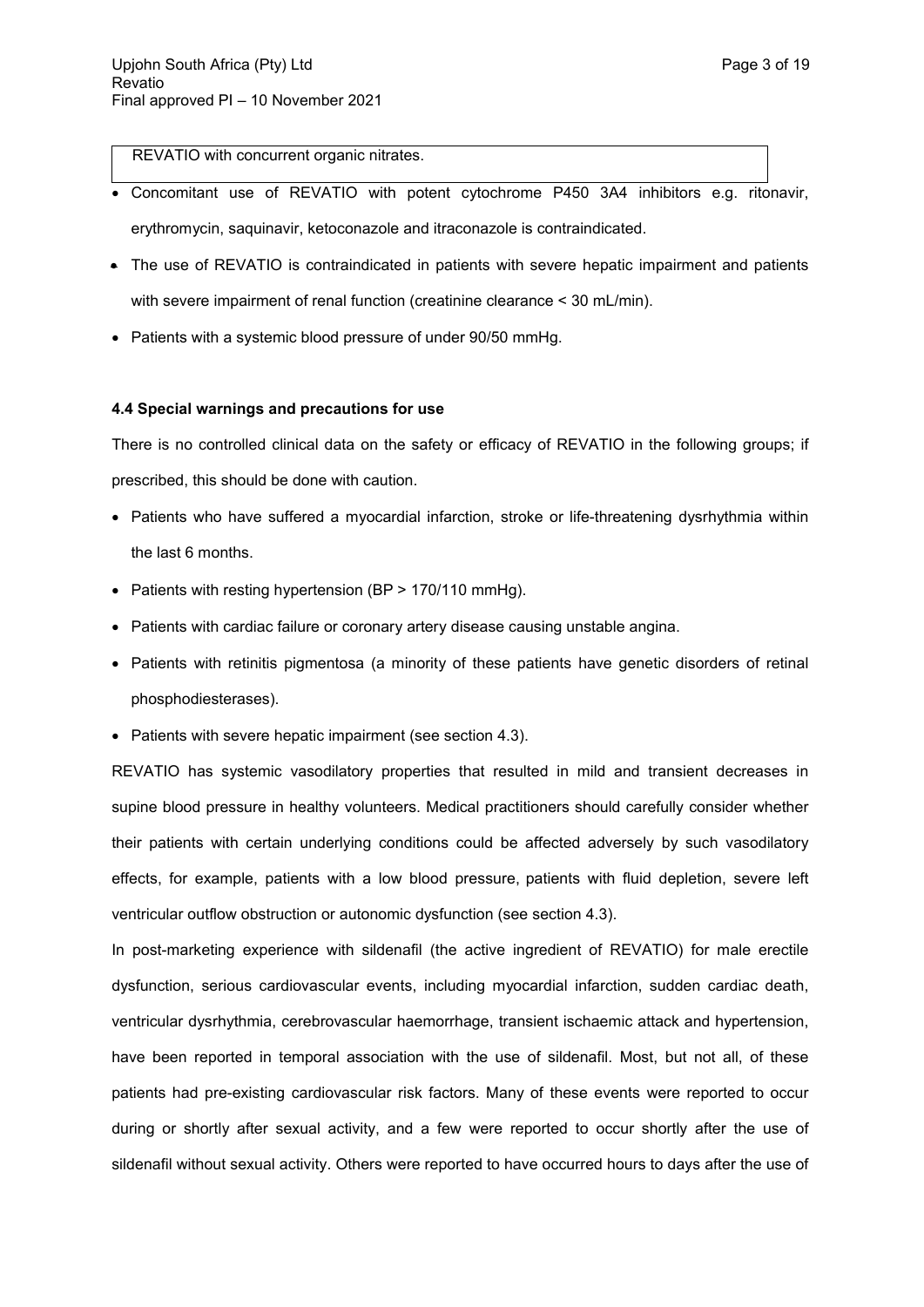REVATIO with concurrent organic nitrates.

- Concomitant use of REVATIO with potent cytochrome P450 3A4 inhibitors e.g. ritonavir, erythromycin, saquinavir, ketoconazole and itraconazole is contraindicated.
- The use of REVATIO is contraindicated in patients with severe hepatic impairment and patients with severe impairment of renal function (creatinine clearance < 30 mL/min).
- Patients with a systemic blood pressure of under 90/50 mmHg.

**4.4 Special warnings and precautions for use**

There is no controlled clinical data on the safety or efficacy of REVATIO in the following groups; if prescribed, this should be done with caution.

- Patients who have suffered a myocardial infarction, stroke or life-threatening dysrhythmia within the last 6 months.
- Patients with resting hypertension (BP > 170/110 mmHg).
- Patients with cardiac failure or coronary artery disease causing unstable angina.
- Patients with retinitis pigmentosa (a minority of these patients have genetic disorders of retinal phosphodiesterases).
- Patients with severe hepatic impairment (see section 4.3).

REVATIO has systemic vasodilatory properties that resulted in mild and transient decreases in supine blood pressure in healthy volunteers. Medical practitioners should carefully consider whether their patients with certain underlying conditions could be affected adversely by such vasodilatory effects, for example, patients with a low blood pressure, patients with fluid depletion, severe left ventricular outflow obstruction or autonomic dysfunction (see section 4.3).

In post-marketing experience with sildenafil (the active ingredient of REVATIO) for male erectile dysfunction, serious cardiovascular events, including myocardial infarction, sudden cardiac death, ventricular dysrhythmia, cerebrovascular haemorrhage, transient ischaemic attack and hypertension, have been reported in temporal association with the use of sildenafil. Most, but not all, of these patients had pre-existing cardiovascular risk factors. Many of these events were reported to occur during or shortly after sexual activity, and a few were reported to occur shortly after the use of sildenafil without sexual activity. Others were reported to have occurred hours to days after the use of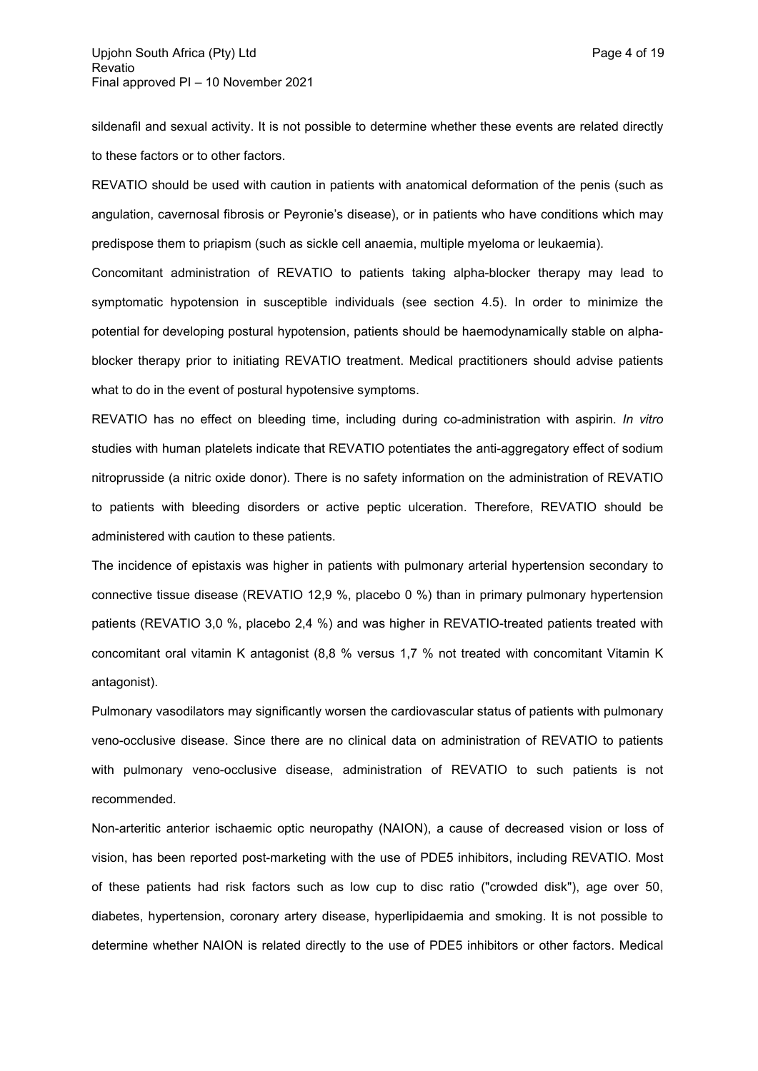sildenafil and sexual activity. It is not possible to determine whether these events are related directly to these factors or to other factors.

REVATIO should be used with caution in patients with anatomical deformation of the penis (such as angulation, cavernosal fibrosis or Peyronie's disease), or in patients who have conditions which may predispose them to priapism (such as sickle cell anaemia, multiple myeloma or leukaemia).

Concomitant administration of REVATIO to patients taking alpha-blocker therapy may lead to symptomatic hypotension in susceptible individuals (see section 4.5). In order to minimize the potential for developing postural hypotension, patients should be haemodynamically stable on alpha-blocker therapy prior to initiating REVATIO treatment. Medical practitioners should advise patients what to do in the event of postural hypotensive symptoms.

REVATIO has no effect on bleeding time, including during co-administration with aspirin. *In vitro* studies with human platelets indicate that REVATIO potentiates the anti-aggregatory effect of sodium nitroprusside (a nitric oxide donor). There is no safety information on the administration of REVATIO to patients with bleeding disorders or active peptic ulceration. Therefore, REVATIO should be administered with caution to these patients.

The incidence of epistaxis was higher in patients with pulmonary arterial hypertension secondary to connective tissue disease (REVATIO 12,9 %, placebo 0 %) than in primary pulmonary hypertension patients (REVATIO 3,0 %, placebo 2,4 %) and was higher in REVATIO-treated patients treated with concomitant oral vitamin K antagonist (8,8 % versus 1,7 % not treated with concomitant Vitamin K antagonist).

Pulmonary vasodilators may significantly worsen the cardiovascular status of patients with pulmonary veno-occlusive disease. Since there are no clinical data on administration of REVATIO to patients with pulmonary veno-occlusive disease, administration of REVATIO to such patients is not recommended.

Non-arteritic anterior ischaemic optic neuropathy (NAION), a cause of decreased vision or loss of vision, has been reported post-marketing with the use of PDE5 inhibitors, including REVATIO. Most of these patients had risk factors such as low cup to disc ratio ("crowded disk"), age over 50, diabetes, hypertension, coronary artery disease, hyperlipidaemia and smoking. It is not possible to determine whether NAION is related directly to the use of PDE5 inhibitors or other factors. Medical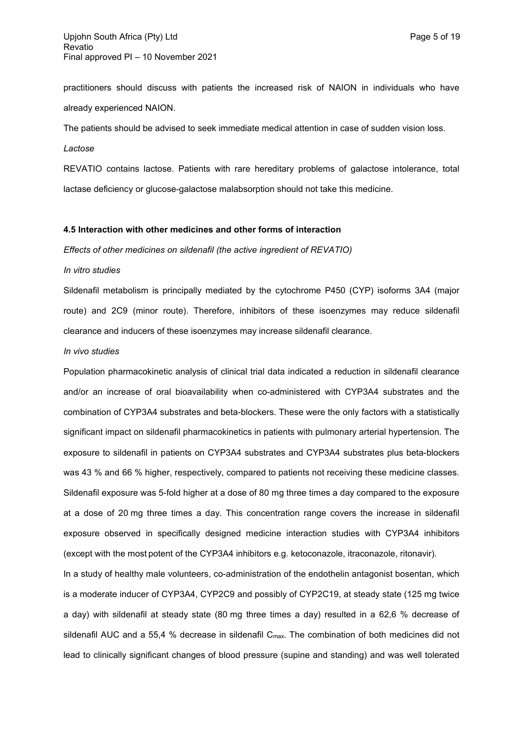practitioners should discuss with patients the increased risk of NAION in individuals who have already experienced NAION.

The patients should be advised to seek immediate medical attention in case of sudden vision loss.

*Lactose*

REVATIO contains lactose. Patients with rare hereditary problems of galactose intolerance, total lactase deficiency or glucose-galactose malabsorption should not take this medicine.

**4.5 Interaction with other medicines and other forms of interaction**

*Effects of other medicines on sildenafil (the active ingredient of REVATIO)*

*In vitro studies*

Sildenafil metabolism is principally mediated by the cytochrome P450 (CYP) isoforms 3A4 (major route) and 2C9 (minor route). Therefore, inhibitors of these isoenzymes may reduce sildenafil clearance and inducers of these isoenzymes may increase sildenafil clearance.

*In vivo studies*

Population pharmacokinetic analysis of clinical trial data indicated a reduction in sildenafil clearance and/or an increase of oral bioavailability when co-administered with CYP3A4 substrates and the combination of CYP3A4 substrates and beta-blockers. These were the only factors with a statistically significant impact on sildenafil pharmacokinetics in patients with pulmonary arterial hypertension. The exposure to sildenafil in patients on CYP3A4 substrates and CYP3A4 substrates plus beta-blockers was 43 % and 66 % higher, respectively, compared to patients not receiving these medicine classes. Sildenafil exposure was 5-fold higher at a dose of 80 mg three times a day compared to the exposure at a dose of 20 mg three times a day. This concentration range covers the increase in sildenafil exposure observed in specifically designed medicine interaction studies with CYP3A4 inhibitors (except with the most potent of the CYP3A4 inhibitors e.g. ketoconazole, itraconazole, ritonavir).

In a study of healthy male volunteers, co-administration of the endothelin antagonist bosentan, which is a moderate inducer of CYP3A4, CYP2C9 and possibly of CYP2C19, at steady state (125 mg twice a day) with sildenafil at steady state (80 mg three times a day) resulted in a 62,6 % decrease of sildenafil AUC and a 55,4 % decrease in sildenafil $C_{max}$. The combination of both medicines did not lead to clinically significant changes of blood pressure (supine and standing) and was well tolerated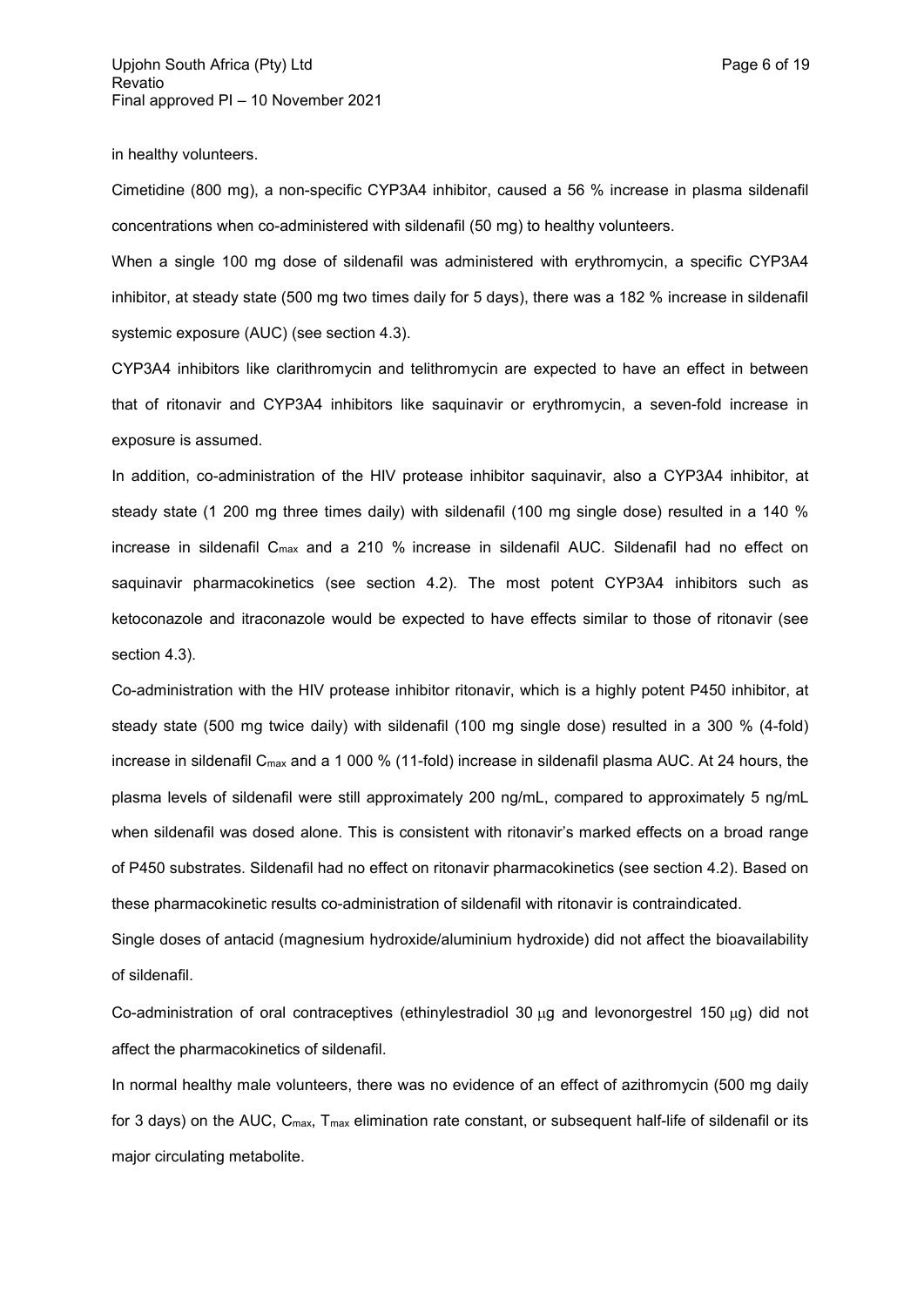in healthy volunteers.

Cimetidine (800 mg), a non-specific CYP3A4 inhibitor, caused a 56 % increase in plasma sildenafil concentrations when co-administered with sildenafil (50 mg) to healthy volunteers.

When a single 100 mg dose of sildenafil was administered with erythromycin, a specific CYP3A4 inhibitor, at steady state (500 mg two times daily for 5 days), there was a 182 % increase in sildenafil systemic exposure (AUC) (see section 4.3).

CYP3A4 inhibitors like clarithromycin and telithromycin are expected to have an effect in between that of ritonavir and CYP3A4 inhibitors like saquinavir or erythromycin, a seven-fold increase in exposure is assumed.

In addition, co-administration of the HIV protease inhibitor saquinavir, also a CYP3A4 inhibitor, at steady state (1 200 mg three times daily) with sildenafil (100 mg single dose) resulted in a 140 % increase in sildenafil $C_{max}$ and a 210 % increase in sildenafil AUC. Sildenafil had no effect on saquinavir pharmacokinetics (see section 4.2). The most potent CYP3A4 inhibitors such as ketoconazole and itraconazole would be expected to have effects similar to those of ritonavir (see section 4.3).

Co-administration with the HIV protease inhibitor ritonavir, which is a highly potent P450 inhibitor, at steady state (500 mg twice daily) with sildenafil (100 mg single dose) resulted in a 300 % (4-fold) increase in sildenafil $C_{max}$ and a 1 000 % (11-fold) increase in sildenafil plasma AUC. At 24 hours, the plasma levels of sildenafil were still approximately 200 ng/mL, compared to approximately 5 ng/mL when sildenafil was dosed alone. This is consistent with ritonavir's marked effects on a broad range of P450 substrates. Sildenafil had no effect on ritonavir pharmacokinetics (see section 4.2). Based on these pharmacokinetic results co-administration of sildenafil with ritonavir is contraindicated.

Single doses of antacid (magnesium hydroxide/aluminium hydroxide) did not affect the bioavailability of sildenafil.

Co-administration of oral contraceptives (ethinylestradiol 30 μg and levonorgestrel 150 μg) did not affect the pharmacokinetics of sildenafil.

In normal healthy male volunteers, there was no evidence of an effect of azithromycin (500 mg daily for 3 days) on the AUC, $C_{max}$, $T_{max}$ elimination rate constant, or subsequent half-life of sildenafil or its major circulating metabolite.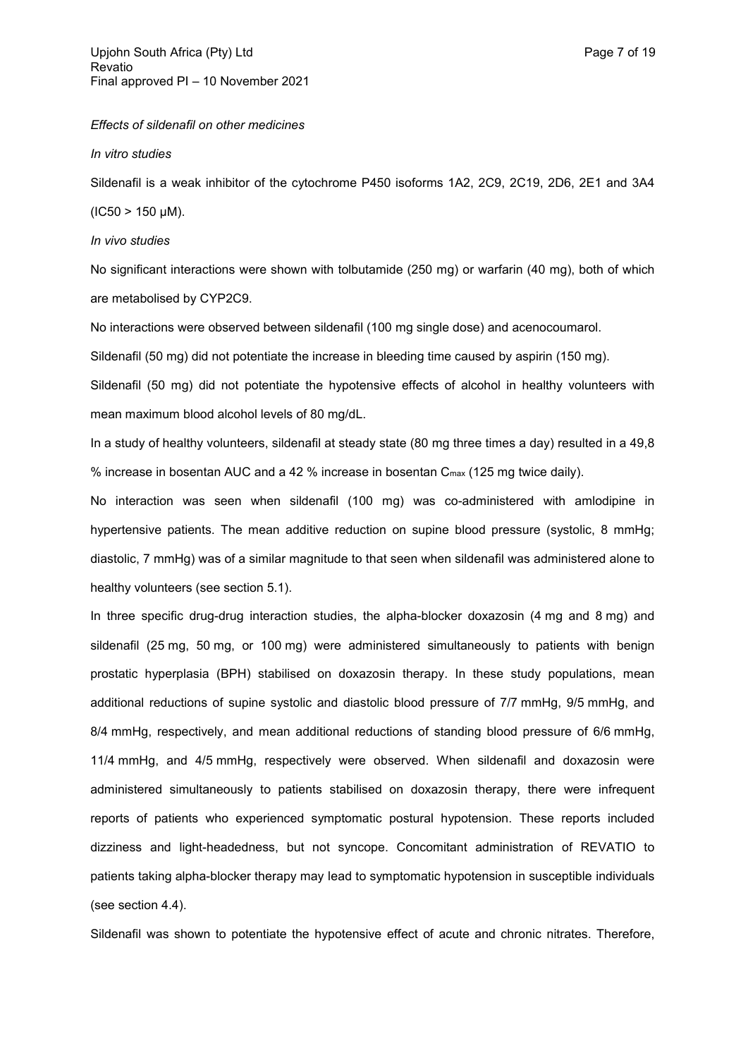*Effects of sildenafil on other medicines*

*In vitro studies*

Sildenafil is a weak inhibitor of the cytochrome P450 isoforms 1A2, 2C9, 2C19, 2D6, 2E1 and 3A4 (IC50 > 150 µM).

*In vivo studies*

No significant interactions were shown with tolbutamide (250 mg) or warfarin (40 mg), both of which are metabolised by CYP2C9.

No interactions were observed between sildenafil (100 mg single dose) and acenocoumarol.

Sildenafil (50 mg) did not potentiate the increase in bleeding time caused by aspirin (150 mg).

Sildenafil (50 mg) did not potentiate the hypotensive effects of alcohol in healthy volunteers with mean maximum blood alcohol levels of 80 mg/dL.

In a study of healthy volunteers, sildenafil at steady state (80 mg three times a day) resulted in a 49,8 % increase in bosentan AUC and a 42 % increase in bosentan $C_{max}$ (125 mg twice daily).

No interaction was seen when sildenafil (100 mg) was co-administered with amlodipine in hypertensive patients. The mean additive reduction on supine blood pressure (systolic, 8 mmHg; diastolic, 7 mmHg) was of a similar magnitude to that seen when sildenafil was administered alone to healthy volunteers (see section 5.1).

In three specific drug-drug interaction studies, the alpha-blocker doxazosin (4 mg and 8 mg) and sildenafil (25 mg, 50 mg, or 100 mg) were administered simultaneously to patients with benign prostatic hyperplasia (BPH) stabilised on doxazosin therapy. In these study populations, mean additional reductions of supine systolic and diastolic blood pressure of 7/7 mmHg, 9/5 mmHg, and 8/4 mmHg, respectively, and mean additional reductions of standing blood pressure of 6/6 mmHg, 11/4 mmHg, and 4/5 mmHg, respectively were observed. When sildenafil and doxazosin were administered simultaneously to patients stabilised on doxazosin therapy, there were infrequent reports of patients who experienced symptomatic postural hypotension. These reports included dizziness and light-headedness, but not syncope. Concomitant administration of REVATIO to patients taking alpha-blocker therapy may lead to symptomatic hypotension in susceptible individuals (see section 4.4).

Sildenafil was shown to potentiate the hypotensive effect of acute and chronic nitrates. Therefore,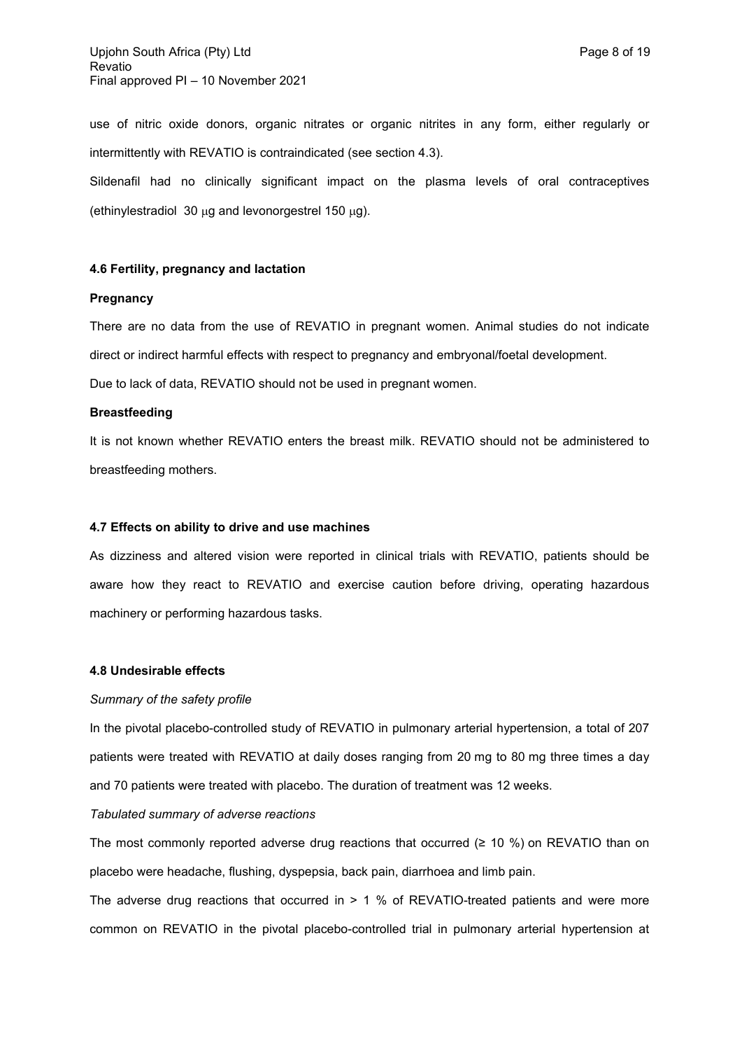use of nitric oxide donors, organic nitrates or organic nitrites in any form, either regularly or intermittently with REVATIO is contraindicated (see section 4.3).

Sildenafil had no clinically significant impact on the plasma levels of oral contraceptives (ethinylestradiol 30 μg and levonorgestrel 150 μg).

### 4.6 Fertility, pregnancy and lactation

**Pregnancy**

There are no data from the use of REVATIO in pregnant women. Animal studies do not indicate direct or indirect harmful effects with respect to pregnancy and embryonal/foetal development.

Due to lack of data, REVATIO should not be used in pregnant women.

**Breastfeeding**

It is not known whether REVATIO enters the breast milk. REVATIO should not be administered to breastfeeding mothers.

### 4.7 Effects on ability to drive and use machines

As dizziness and altered vision were reported in clinical trials with REVATIO, patients should be aware how they react to REVATIO and exercise caution before driving, operating hazardous machinery or performing hazardous tasks.

### 4.8 Undesirable effects

*Summary of the safety profile*

In the pivotal placebo-controlled study of REVATIO in pulmonary arterial hypertension, a total of 207 patients were treated with REVATIO at daily doses ranging from 20 mg to 80 mg three times a day and 70 patients were treated with placebo. The duration of treatment was 12 weeks.

*Tabulated summary of adverse reactions*

The most commonly reported adverse drug reactions that occurred (≥ 10 %) on REVATIO than on placebo were headache, flushing, dyspepsia, back pain, diarrhoea and limb pain.

The adverse drug reactions that occurred in > 1 % of REVATIO-treated patients and were more common on REVATIO in the pivotal placebo-controlled trial in pulmonary arterial hypertension at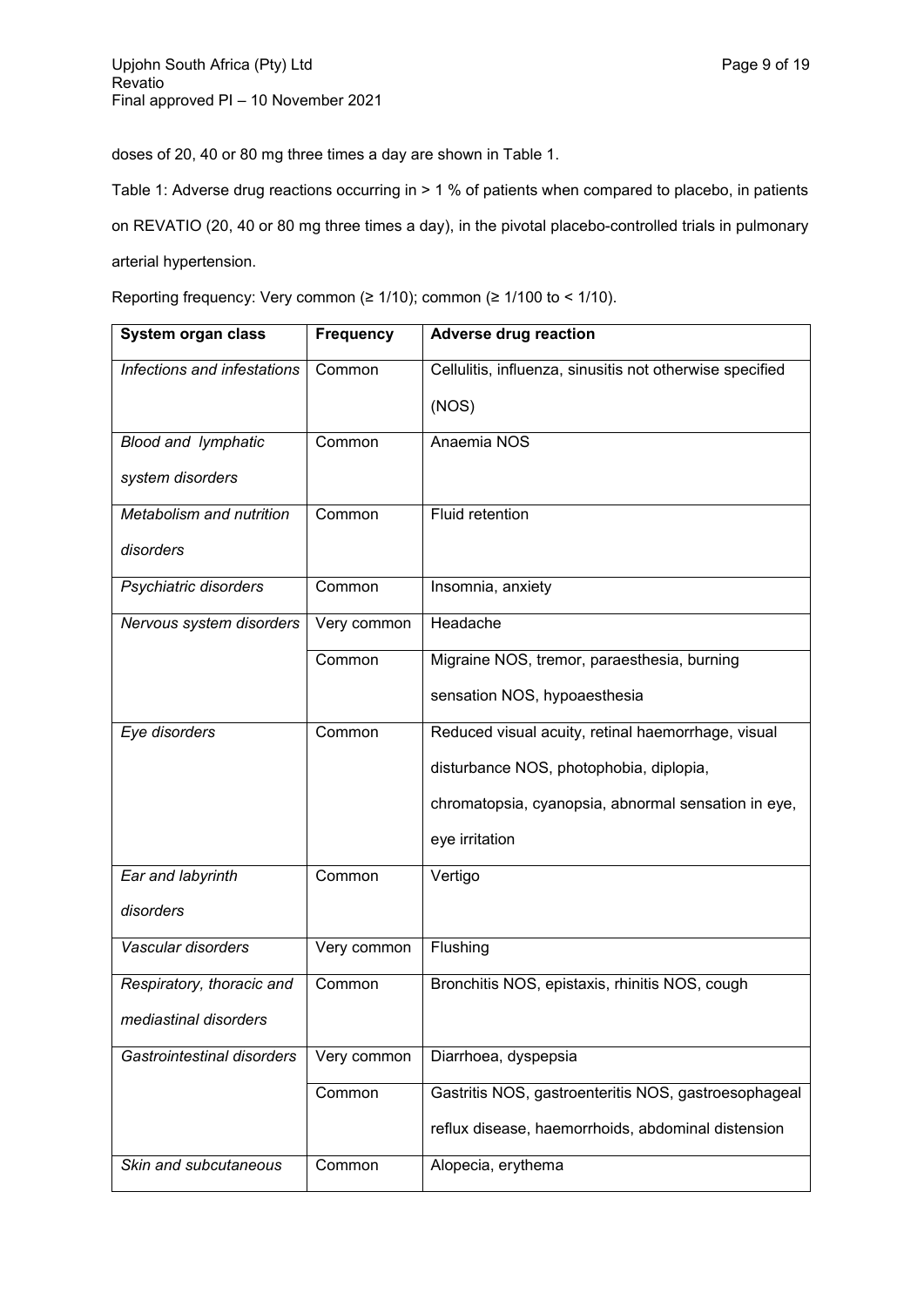doses of 20, 40 or 80 mg three times a day are shown in Table 1.

Table 1: Adverse drug reactions occurring in > 1 % of patients when compared to placebo, in patients on REVATIO (20, 40 or 80 mg three times a day), in the pivotal placebo-controlled trials in pulmonary arterial hypertension.

Reporting frequency: Very common (≥ 1/10); common (≥ 1/100 to < 1/10).

| System organ class | Frequency | Adverse drug reaction |
|---|---|---|
| *Infections and infestations* | Common | Cellulitis, influenza, sinusitis not otherwise specified (NOS) |
| *Blood and lymphatic system disorders* | Common | Anaemia NOS |
| *Metabolism and nutrition disorders* | Common | Fluid retention |
| *Psychiatric disorders* | Common | Insomnia, anxiety |
| *Nervous system disorders* | Very common | Headache |
| | Common | Migraine NOS, tremor, paraesthesia, burning sensation NOS, hypoaesthesia |
| *Eye disorders* | Common | Reduced visual acuity, retinal haemorrhage, visual disturbance NOS, photophobia, diplopia, chromatopsia, cyanopsia, abnormal sensation in eye, eye irritation |
| *Ear and labyrinth disorders* | Common | Vertigo |
| *Vascular disorders* | Very common | Flushing |
| *Respiratory, thoracic and mediastinal disorders* | Common | Bronchitis NOS, epistaxis, rhinitis NOS, cough |
| *Gastrointestinal disorders* | Very common | Diarrhoea, dyspepsia |
| | Common | Gastritis NOS, gastroenteritis NOS, gastroesophageal reflux disease, haemorrhoids, abdominal distension |
| *Skin and subcutaneous* | Common | Alopecia, erythema |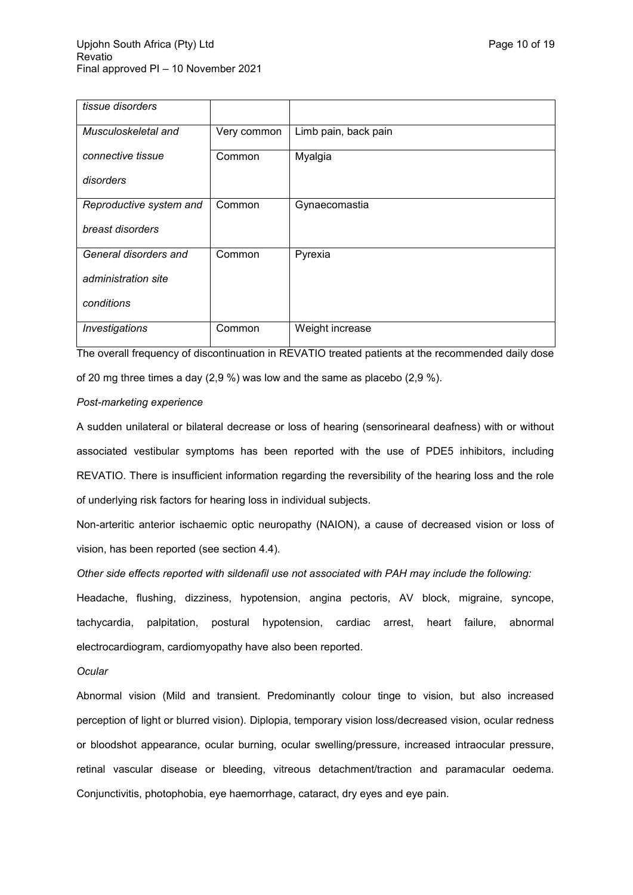| *tissue disorders* | | |
|---|---|---|
| *Musculoskeletal and connective tissue disorders* | Very common | Limb pain, back pain |
| | Common | Myalgia |
| *Reproductive system and breast disorders* | Common | Gynaecomastia |
| *General disorders and administration site conditions* | Common | Pyrexia |
| *Investigations* | Common | Weight increase |

The overall frequency of discontinuation in REVATIO treated patients at the recommended daily dose of 20 mg three times a day (2,9 %) was low and the same as placebo (2,9 %).

*Post-marketing experience*

A sudden unilateral or bilateral decrease or loss of hearing (sensorinearal deafness) with or without associated vestibular symptoms has been reported with the use of PDE5 inhibitors, including REVATIO. There is insufficient information regarding the reversibility of the hearing loss and the role of underlying risk factors for hearing loss in individual subjects.

Non-arteritic anterior ischaemic optic neuropathy (NAION), a cause of decreased vision or loss of vision, has been reported (see section 4.4).

*Other side effects reported with sildenafil use not associated with PAH may include the following:*

Headache, flushing, dizziness, hypotension, angina pectoris, AV block, migraine, syncope, tachycardia, palpitation, postural hypotension, cardiac arrest, heart failure, abnormal electrocardiogram, cardiomyopathy have also been reported.

*Ocular*

Abnormal vision (Mild and transient. Predominantly colour tinge to vision, but also increased perception of light or blurred vision). Diplopia, temporary vision loss/decreased vision, ocular redness or bloodshot appearance, ocular burning, ocular swelling/pressure, increased intraocular pressure, retinal vascular disease or bleeding, vitreous detachment/traction and paramacular oedema. Conjunctivitis, photophobia, eye haemorrhage, cataract, dry eyes and eye pain.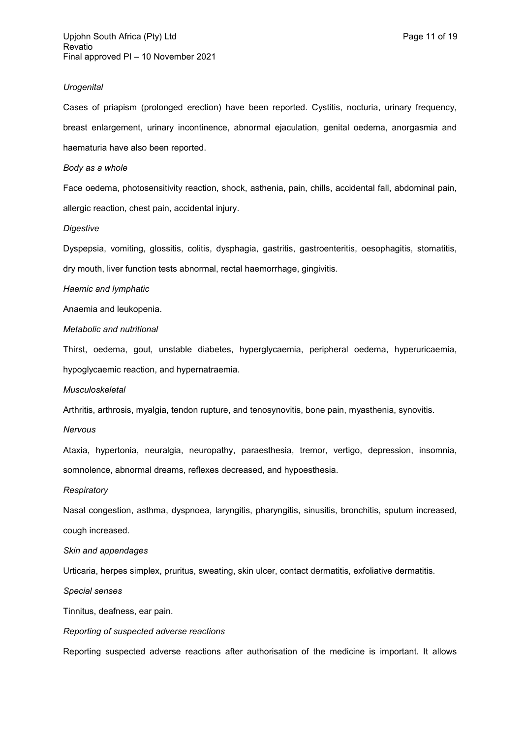*Urogenital*

Cases of priapism (prolonged erection) have been reported. Cystitis, nocturia, urinary frequency, breast enlargement, urinary incontinence, abnormal ejaculation, genital oedema, anorgasmia and haematuria have also been reported.

*Body as a whole*

Face oedema, photosensitivity reaction, shock, asthenia, pain, chills, accidental fall, abdominal pain, allergic reaction, chest pain, accidental injury.

*Digestive*

Dyspepsia, vomiting, glossitis, colitis, dysphagia, gastritis, gastroenteritis, oesophagitis, stomatitis, dry mouth, liver function tests abnormal, rectal haemorrhage, gingivitis.

*Haemic and lymphatic*

Anaemia and leukopenia.

*Metabolic and nutritional*

Thirst, oedema, gout, unstable diabetes, hyperglycaemia, peripheral oedema, hyperuricaemia, hypoglycaemic reaction, and hypernatraemia.

*Musculoskeletal*

Arthritis, arthrosis, myalgia, tendon rupture, and tenosynovitis, bone pain, myasthenia, synovitis.

*Nervous*

Ataxia, hypertonia, neuralgia, neuropathy, paraesthesia, tremor, vertigo, depression, insomnia, somnolence, abnormal dreams, reflexes decreased, and hypoesthesia.

*Respiratory*

Nasal congestion, asthma, dyspnoea, laryngitis, pharyngitis, sinusitis, bronchitis, sputum increased, cough increased.

*Skin and appendages*

Urticaria, herpes simplex, pruritus, sweating, skin ulcer, contact dermatitis, exfoliative dermatitis.

*Special senses*

Tinnitus, deafness, ear pain.

*Reporting of suspected adverse reactions*

Reporting suspected adverse reactions after authorisation of the medicine is important. It allows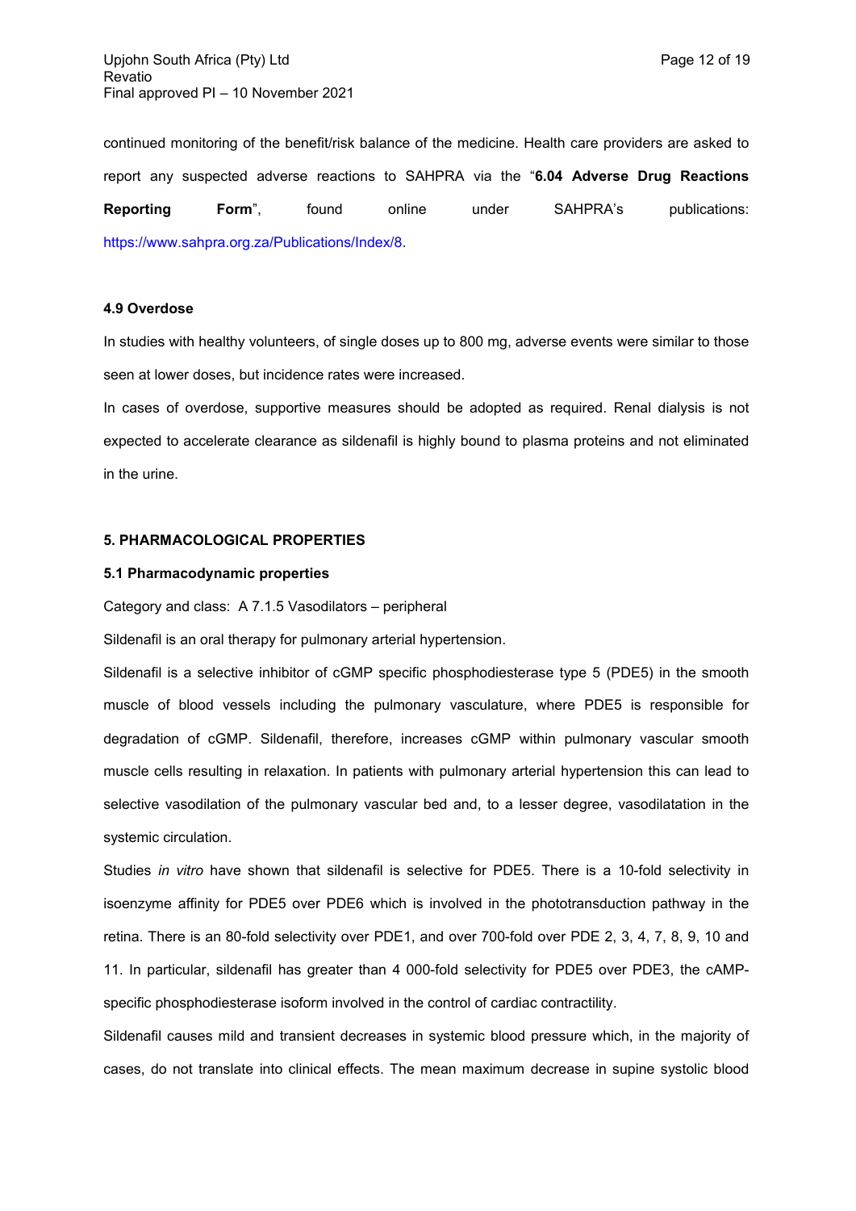continued monitoring of the benefit/risk balance of the medicine. Health care providers are asked to report any suspected adverse reactions to SAHPRA via the "**6.04 Adverse Drug Reactions Reporting Form**", found online under SAHPRA's publications: https://www.sahpra.org.za/Publications/Index/8.

#### 4.9 Overdose

In studies with healthy volunteers, of single doses up to 800 mg, adverse events were similar to those seen at lower doses, but incidence rates were increased.

In cases of overdose, supportive measures should be adopted as required. Renal dialysis is not expected to accelerate clearance as sildenafil is highly bound to plasma proteins and not eliminated in the urine.

## 5. PHARMACOLOGICAL PROPERTIES

#### 5.1 Pharmacodynamic properties

Category and class: A 7.1.5 Vasodilators – peripheral

Sildenafil is an oral therapy for pulmonary arterial hypertension.

Sildenafil is a selective inhibitor of cGMP specific phosphodiesterase type 5 (PDE5) in the smooth muscle of blood vessels including the pulmonary vasculature, where PDE5 is responsible for degradation of cGMP. Sildenafil, therefore, increases cGMP within pulmonary vascular smooth muscle cells resulting in relaxation. In patients with pulmonary arterial hypertension this can lead to selective vasodilation of the pulmonary vascular bed and, to a lesser degree, vasodilatation in the systemic circulation.

Studies *in vitro* have shown that sildenafil is selective for PDE5. There is a 10-fold selectivity in isoenzyme affinity for PDE5 over PDE6 which is involved in the phototransduction pathway in the retina. There is an 80-fold selectivity over PDE1, and over 700-fold over PDE 2, 3, 4, 7, 8, 9, 10 and 11. In particular, sildenafil has greater than 4 000-fold selectivity for PDE5 over PDE3, the cAMP-specific phosphodiesterase isoform involved in the control of cardiac contractility.

Sildenafil causes mild and transient decreases in systemic blood pressure which, in the majority of cases, do not translate into clinical effects. The mean maximum decrease in supine systolic blood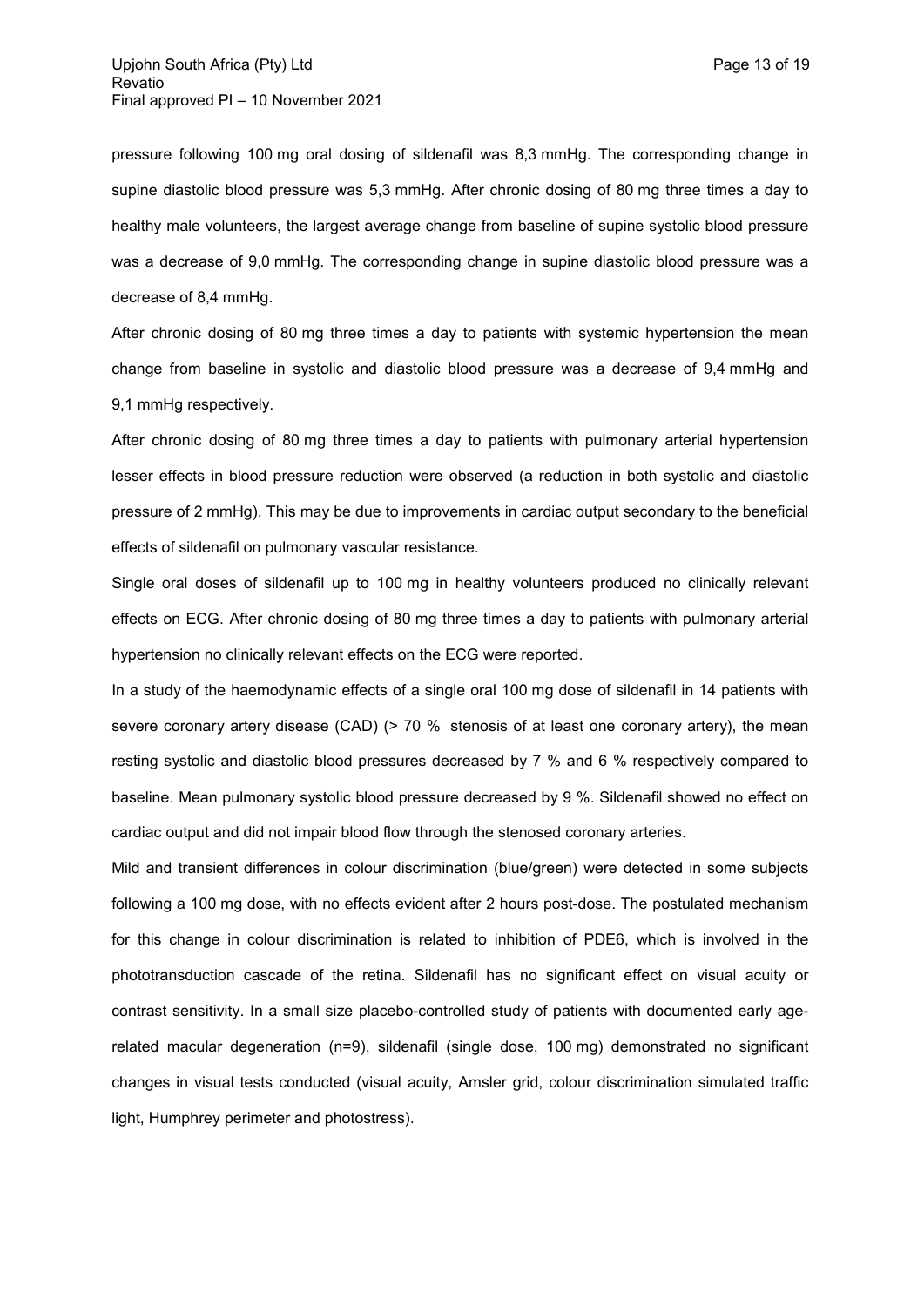pressure following 100 mg oral dosing of sildenafil was 8,3 mmHg. The corresponding change in supine diastolic blood pressure was 5,3 mmHg. After chronic dosing of 80 mg three times a day to healthy male volunteers, the largest average change from baseline of supine systolic blood pressure was a decrease of 9,0 mmHg. The corresponding change in supine diastolic blood pressure was a decrease of 8,4 mmHg.

After chronic dosing of 80 mg three times a day to patients with systemic hypertension the mean change from baseline in systolic and diastolic blood pressure was a decrease of 9,4 mmHg and 9,1 mmHg respectively.

After chronic dosing of 80 mg three times a day to patients with pulmonary arterial hypertension lesser effects in blood pressure reduction were observed (a reduction in both systolic and diastolic pressure of 2 mmHg). This may be due to improvements in cardiac output secondary to the beneficial effects of sildenafil on pulmonary vascular resistance.

Single oral doses of sildenafil up to 100 mg in healthy volunteers produced no clinically relevant effects on ECG. After chronic dosing of 80 mg three times a day to patients with pulmonary arterial hypertension no clinically relevant effects on the ECG were reported.

In a study of the haemodynamic effects of a single oral 100 mg dose of sildenafil in 14 patients with severe coronary artery disease (CAD) (> 70 % stenosis of at least one coronary artery), the mean resting systolic and diastolic blood pressures decreased by 7 % and 6 % respectively compared to baseline. Mean pulmonary systolic blood pressure decreased by 9 %. Sildenafil showed no effect on cardiac output and did not impair blood flow through the stenosed coronary arteries.

Mild and transient differences in colour discrimination (blue/green) were detected in some subjects following a 100 mg dose, with no effects evident after 2 hours post-dose. The postulated mechanism for this change in colour discrimination is related to inhibition of PDE6, which is involved in the phototransduction cascade of the retina. Sildenafil has no significant effect on visual acuity or contrast sensitivity. In a small size placebo-controlled study of patients with documented early age-related macular degeneration (n=9), sildenafil (single dose, 100 mg) demonstrated no significant changes in visual tests conducted (visual acuity, Amsler grid, colour discrimination simulated traffic light, Humphrey perimeter and photostress).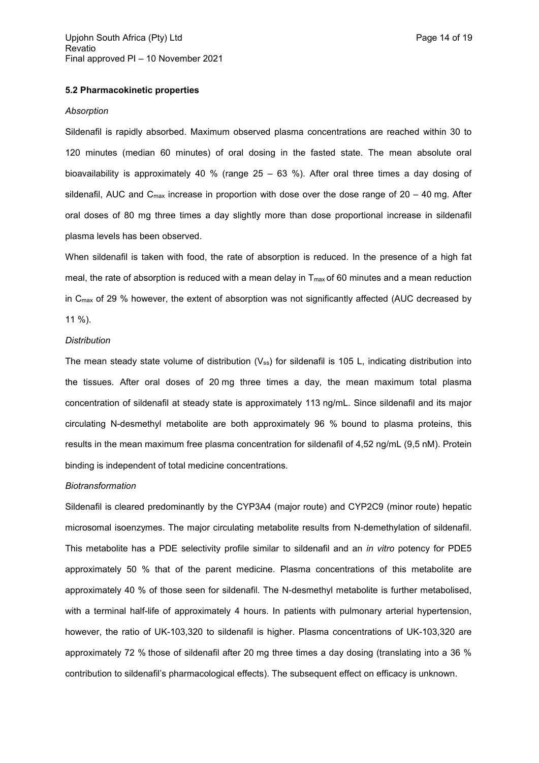### 5.2 Pharmacokinetic properties

*Absorption*

Sildenafil is rapidly absorbed. Maximum observed plasma concentrations are reached within 30 to 120 minutes (median 60 minutes) of oral dosing in the fasted state. The mean absolute oral bioavailability is approximately 40 % (range 25 – 63 %). After oral three times a day dosing of sildenafil, AUC and $C_{max}$ increase in proportion with dose over the dose range of 20 – 40 mg. After oral doses of 80 mg three times a day slightly more than dose proportional increase in sildenafil plasma levels has been observed.

When sildenafil is taken with food, the rate of absorption is reduced. In the presence of a high fat meal, the rate of absorption is reduced with a mean delay in $T_{max}$ of 60 minutes and a mean reduction in $C_{max}$ of 29 % however, the extent of absorption was not significantly affected (AUC decreased by 11 %).

*Distribution*

The mean steady state volume of distribution ($V_{ss}$) for sildenafil is 105 L, indicating distribution into the tissues. After oral doses of 20 mg three times a day, the mean maximum total plasma concentration of sildenafil at steady state is approximately 113 ng/mL. Since sildenafil and its major circulating N-desmethyl metabolite are both approximately 96 % bound to plasma proteins, this results in the mean maximum free plasma concentration for sildenafil of 4,52 ng/mL (9,5 nM). Protein binding is independent of total medicine concentrations.

*Biotransformation*

Sildenafil is cleared predominantly by the CYP3A4 (major route) and CYP2C9 (minor route) hepatic microsomal isoenzymes. The major circulating metabolite results from N-demethylation of sildenafil. This metabolite has a PDE selectivity profile similar to sildenafil and an *in vitro* potency for PDE5 approximately 50 % that of the parent medicine. Plasma concentrations of this metabolite are approximately 40 % of those seen for sildenafil. The N-desmethyl metabolite is further metabolised, with a terminal half-life of approximately 4 hours. In patients with pulmonary arterial hypertension, however, the ratio of UK-103,320 to sildenafil is higher. Plasma concentrations of UK-103,320 are approximately 72 % those of sildenafil after 20 mg three times a day dosing (translating into a 36 % contribution to sildenafil's pharmacological effects). The subsequent effect on efficacy is unknown.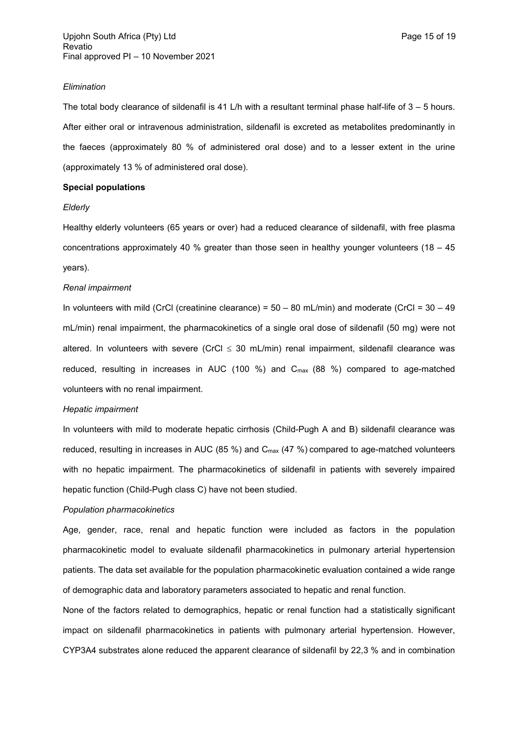*Elimination*

The total body clearance of sildenafil is 41 L/h with a resultant terminal phase half-life of 3 – 5 hours. After either oral or intravenous administration, sildenafil is excreted as metabolites predominantly in the faeces (approximately 80 % of administered oral dose) and to a lesser extent in the urine (approximately 13 % of administered oral dose).

**Special populations**

*Elderly*

Healthy elderly volunteers (65 years or over) had a reduced clearance of sildenafil, with free plasma concentrations approximately 40 % greater than those seen in healthy younger volunteers (18 – 45 years).

*Renal impairment*

In volunteers with mild (CrCl (creatinine clearance) = 50 – 80 mL/min) and moderate (CrCl = 30 – 49 mL/min) renal impairment, the pharmacokinetics of a single oral dose of sildenafil (50 mg) were not altered. In volunteers with severe (CrCl $\leq$ 30 mL/min) renal impairment, sildenafil clearance was reduced, resulting in increases in AUC (100 %) and $C_{max}$ (88 %) compared to age-matched volunteers with no renal impairment.

*Hepatic impairment*

In volunteers with mild to moderate hepatic cirrhosis (Child-Pugh A and B) sildenafil clearance was reduced, resulting in increases in AUC (85 %) and $C_{max}$ (47 %) compared to age-matched volunteers with no hepatic impairment. The pharmacokinetics of sildenafil in patients with severely impaired hepatic function (Child-Pugh class C) have not been studied.

*Population pharmacokinetics*

Age, gender, race, renal and hepatic function were included as factors in the population pharmacokinetic model to evaluate sildenafil pharmacokinetics in pulmonary arterial hypertension patients. The data set available for the population pharmacokinetic evaluation contained a wide range of demographic data and laboratory parameters associated to hepatic and renal function.

None of the factors related to demographics, hepatic or renal function had a statistically significant impact on sildenafil pharmacokinetics in patients with pulmonary arterial hypertension. However, CYP3A4 substrates alone reduced the apparent clearance of sildenafil by 22,3 % and in combination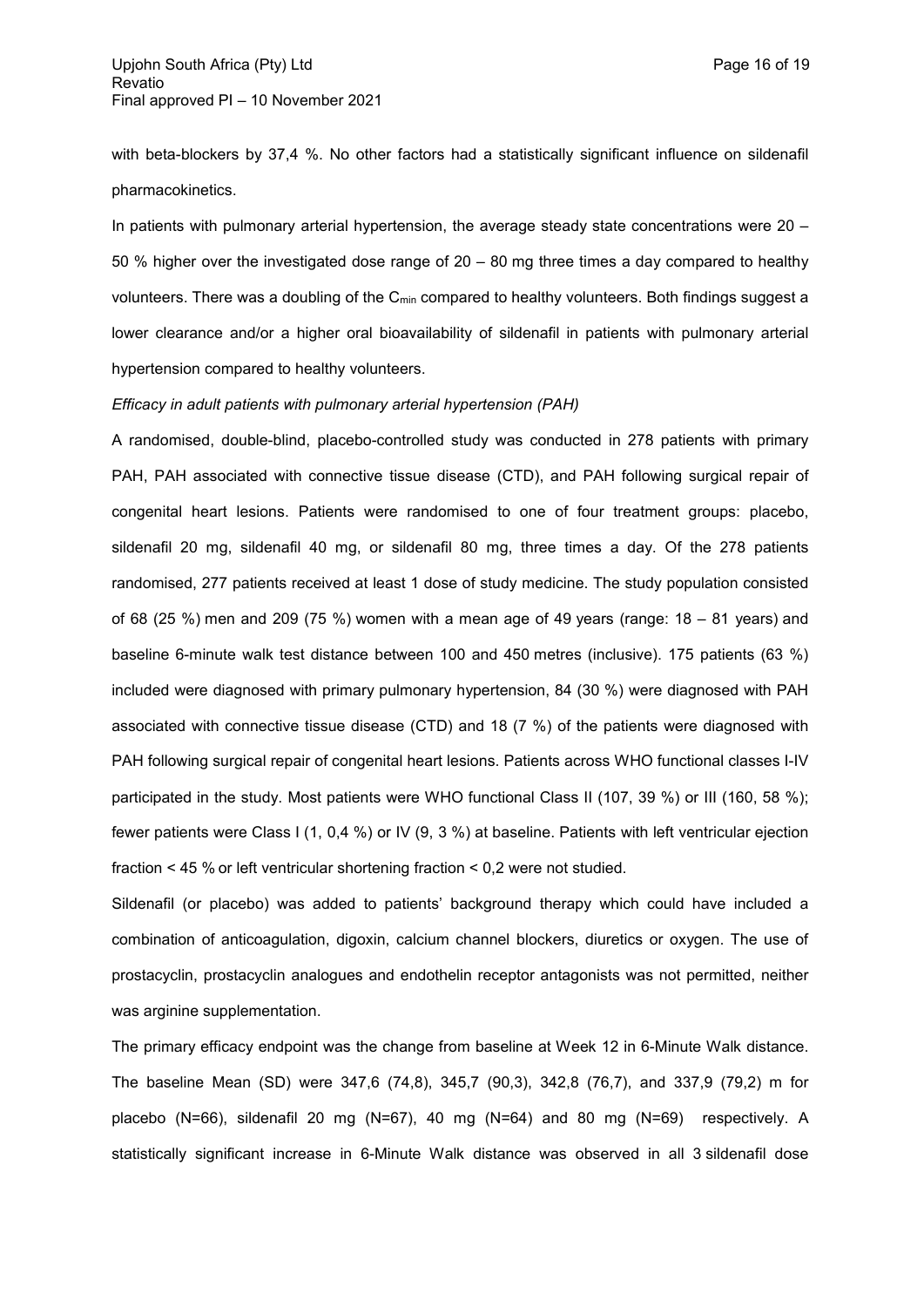with beta-blockers by 37,4 %. No other factors had a statistically significant influence on sildenafil pharmacokinetics.

In patients with pulmonary arterial hypertension, the average steady state concentrations were 20 – 50 % higher over the investigated dose range of 20 – 80 mg three times a day compared to healthy volunteers. There was a doubling of the $C_{min}$ compared to healthy volunteers. Both findings suggest a lower clearance and/or a higher oral bioavailability of sildenafil in patients with pulmonary arterial hypertension compared to healthy volunteers.

*Efficacy in adult patients with pulmonary arterial hypertension (PAH)*

A randomised, double-blind, placebo-controlled study was conducted in 278 patients with primary PAH, PAH associated with connective tissue disease (CTD), and PAH following surgical repair of congenital heart lesions. Patients were randomised to one of four treatment groups: placebo, sildenafil 20 mg, sildenafil 40 mg, or sildenafil 80 mg, three times a day. Of the 278 patients randomised, 277 patients received at least 1 dose of study medicine. The study population consisted of 68 (25 %) men and 209 (75 %) women with a mean age of 49 years (range: 18 – 81 years) and baseline 6-minute walk test distance between 100 and 450 metres (inclusive). 175 patients (63 %) included were diagnosed with primary pulmonary hypertension, 84 (30 %) were diagnosed with PAH associated with connective tissue disease (CTD) and 18 (7 %) of the patients were diagnosed with PAH following surgical repair of congenital heart lesions. Patients across WHO functional classes I-IV participated in the study. Most patients were WHO functional Class II (107, 39 %) or III (160, 58 %); fewer patients were Class I (1, 0,4 %) or IV (9, 3 %) at baseline. Patients with left ventricular ejection fraction < 45 % or left ventricular shortening fraction < 0,2 were not studied.

Sildenafil (or placebo) was added to patients' background therapy which could have included a combination of anticoagulation, digoxin, calcium channel blockers, diuretics or oxygen. The use of prostacyclin, prostacyclin analogues and endothelin receptor antagonists was not permitted, neither was arginine supplementation.

The primary efficacy endpoint was the change from baseline at Week 12 in 6-Minute Walk distance. The baseline Mean (SD) were 347,6 (74,8), 345,7 (90,3), 342,8 (76,7), and 337,9 (79,2) m for placebo (N=66), sildenafil 20 mg (N=67), 40 mg (N=64) and 80 mg (N=69) respectively. A statistically significant increase in 6-Minute Walk distance was observed in all 3 sildenafil dose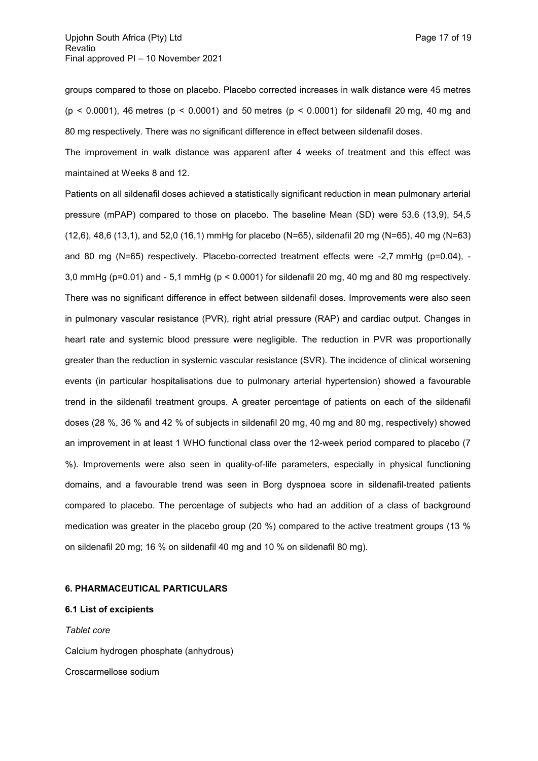groups compared to those on placebo. Placebo corrected increases in walk distance were 45 metres ($p < 0.0001$), 46 metres ($p < 0.0001$) and 50 metres ($p < 0.0001$) for sildenafil 20 mg, 40 mg and 80 mg respectively. There was no significant difference in effect between sildenafil doses.

The improvement in walk distance was apparent after 4 weeks of treatment and this effect was maintained at Weeks 8 and 12.

Patients on all sildenafil doses achieved a statistically significant reduction in mean pulmonary arterial pressure (mPAP) compared to those on placebo. The baseline Mean (SD) were 53,6 (13,9), 54,5 (12,6), 48,6 (13,1), and 52,0 (16,1) mmHg for placebo (N=65), sildenafil 20 mg (N=65), 40 mg (N=63) and 80 mg (N=65) respectively. Placebo-corrected treatment effects were -2,7 mmHg ($p=0.04$), -3,0 mmHg ($p=0.01$) and - 5,1 mmHg ($p < 0.0001$) for sildenafil 20 mg, 40 mg and 80 mg respectively. There was no significant difference in effect between sildenafil doses. Improvements were also seen in pulmonary vascular resistance (PVR), right atrial pressure (RAP) and cardiac output. Changes in heart rate and systemic blood pressure were negligible. The reduction in PVR was proportionally greater than the reduction in systemic vascular resistance (SVR). The incidence of clinical worsening events (in particular hospitalisations due to pulmonary arterial hypertension) showed a favourable trend in the sildenafil treatment groups. A greater percentage of patients on each of the sildenafil doses (28 %, 36 % and 42 % of subjects in sildenafil 20 mg, 40 mg and 80 mg, respectively) showed an improvement in at least 1 WHO functional class over the 12-week period compared to placebo (7 %). Improvements were also seen in quality-of-life parameters, especially in physical functioning domains, and a favourable trend was seen in Borg dyspnoea score in sildenafil-treated patients compared to placebo. The percentage of subjects who had an addition of a class of background medication was greater in the placebo group (20 %) compared to the active treatment groups (13 % on sildenafil 20 mg; 16 % on sildenafil 40 mg and 10 % on sildenafil 80 mg).

## 6. PHARMACEUTICAL PARTICULARS

### 6.1 List of excipients

*Tablet core*

Calcium hydrogen phosphate (anhydrous)

Croscarmellose sodium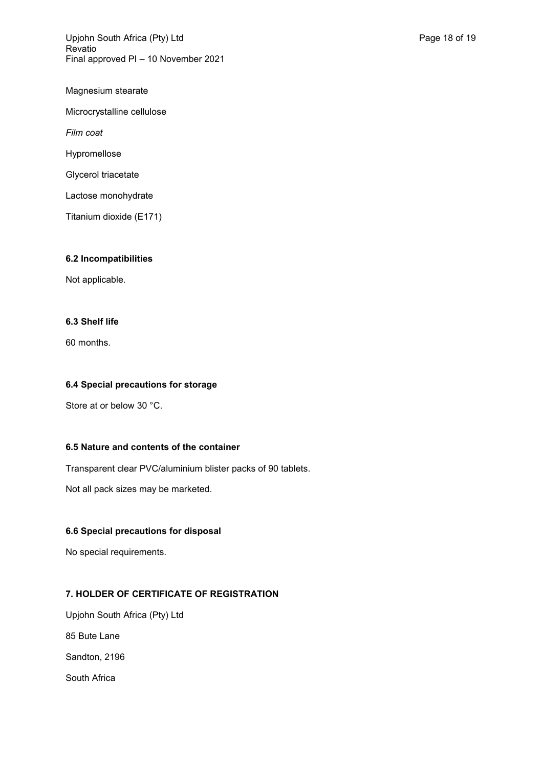Magnesium stearate

Microcrystalline cellulose

*Film coat*

Hypromellose

Glycerol triacetate

Lactose monohydrate

Titanium dioxide (E171)

### 6.2 Incompatibilities

Not applicable.

### 6.3 Shelf life

60 months.

### 6.4 Special precautions for storage

Store at or below 30 °C.

### 6.5 Nature and contents of the container

Transparent clear PVC/aluminium blister packs of 90 tablets.

Not all pack sizes may be marketed.

### 6.6 Special precautions for disposal

No special requirements.

## 7. HOLDER OF CERTIFICATE OF REGISTRATION

Upjohn South Africa (Pty) Ltd

85 Bute Lane

Sandton, 2196

South Africa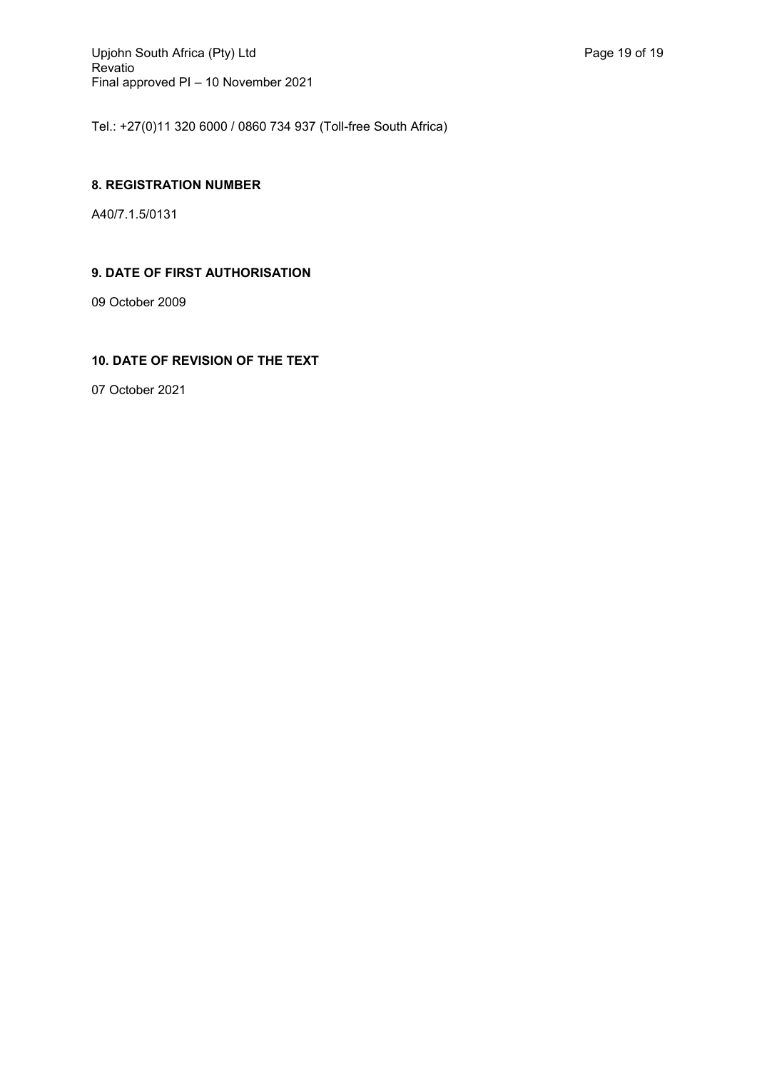Tel.: +27(0)11 320 6000 / 0860 734 937 (Toll-free South Africa)

## 8. REGISTRATION NUMBER

A40/7.1.5/0131

## 9. DATE OF FIRST AUTHORISATION

09 October 2009

## 10. DATE OF REVISION OF THE TEXT

07 October 2021